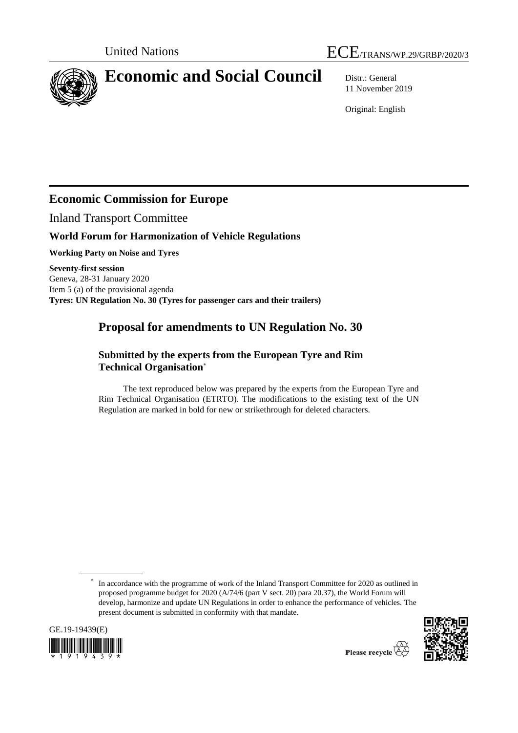United Nations ECE/TRANS/WP.29/GRBP/2020/3

# Economic and Social Council

Distr.: General
11 November 2019

Original: English

## Economic Commission for Europe

Inland Transport Committee

**World Forum for Harmonization of Vehicle Regulations**

**Working Party on Noise and Tyres**

**Seventy-first session**
Geneva, 28-31 January 2020
Item 5 (a) of the provisional agenda
**Tyres: UN Regulation No. 30 (Tyres for passenger cars and their trailers)**

## Proposal for amendments to UN Regulation No. 30

### Submitted by the experts from the European Tyre and Rim Technical Organisation*

The text reproduced below was prepared by the experts from the European Tyre and Rim Technical Organisation (ETRTO). The modifications to the existing text of the UN Regulation are marked in bold for new or strikethrough for deleted characters.

* In accordance with the programme of work of the Inland Transport Committee for 2020 as outlined in proposed programme budget for 2020 (A/74/6 (part V sect. 20) para 20.37), the World Forum will develop, harmonize and update UN Regulations in order to enhance the performance of vehicles. The present document is submitted in conformity with that mandate.

GE.19-19439(E)

Please recycle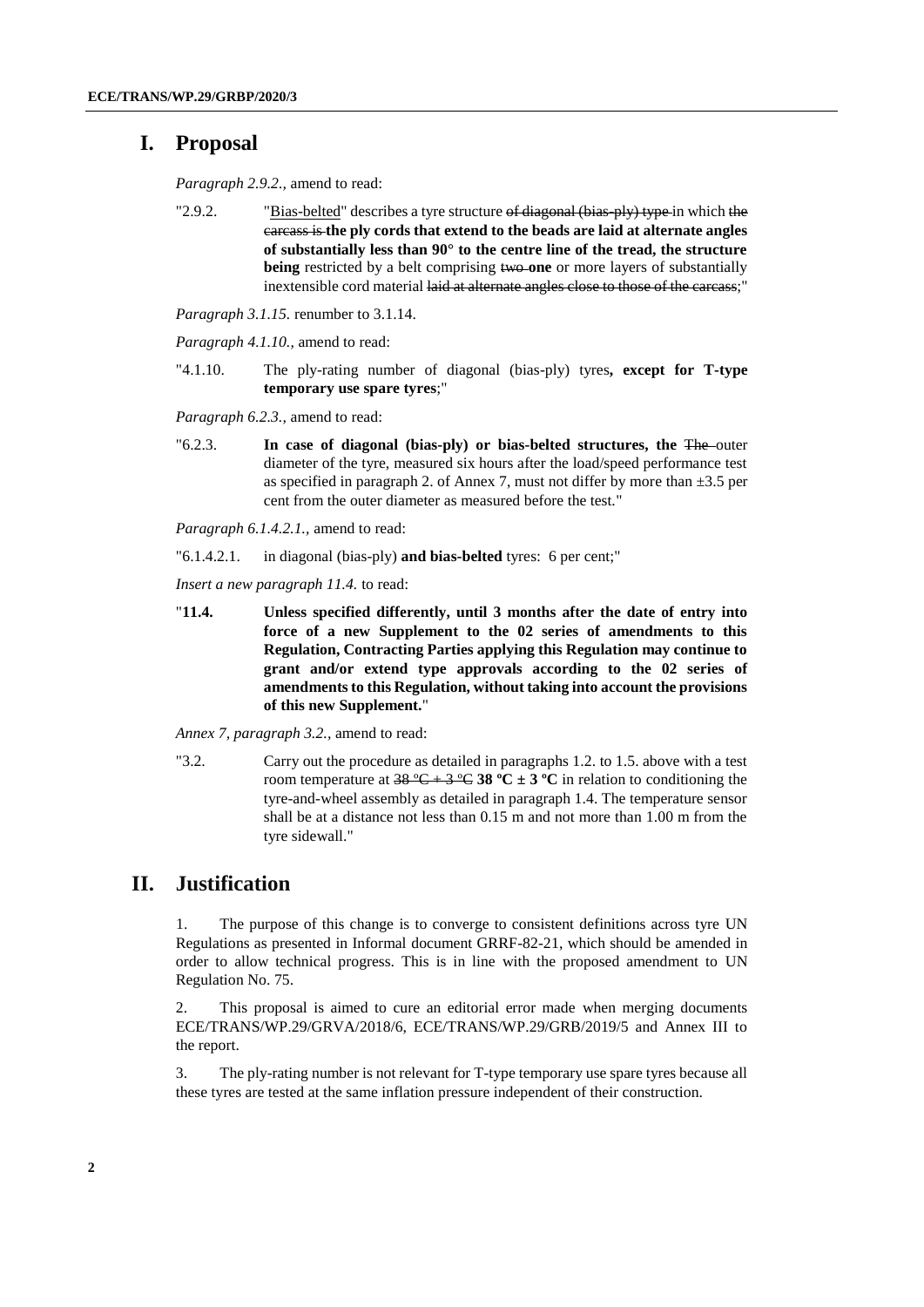# I. Proposal

*Paragraph 2.9.2.,* amend to read:

"2.9.2. "Bias-belted" describes a tyre structure ~~of diagonal (bias-ply) type~~ in which ~~the carcass is~~ **the ply cords that extend to the beads are laid at alternate angles of substantially less than 90° to the centre line of the tread, the structure being** restricted by a belt comprising ~~two~~ **one** or more layers of substantially inextensible cord material ~~laid at alternate angles close to those of the carcass~~;"

*Paragraph 3.1.15.* renumber to 3.1.14.

*Paragraph 4.1.10.,* amend to read:

"4.1.10. The ply-rating number of diagonal (bias-ply) tyres**, except for T-type temporary use spare tyres**;"

*Paragraph 6.2.3.,* amend to read:

"6.2.3. **In case of diagonal (bias-ply) or bias-belted structures, the** ~~The~~ outer diameter of the tyre, measured six hours after the load/speed performance test as specified in paragraph 2. of Annex 7, must not differ by more than ±3.5 per cent from the outer diameter as measured before the test."

*Paragraph 6.1.4.2.1.,* amend to read:

"6.1.4.2.1. in diagonal (bias-ply) **and bias-belted** tyres: 6 per cent;"

*Insert a new paragraph 11.4.* to read:

"**11.4. Unless specified differently, until 3 months after the date of entry into force of a new Supplement to the 02 series of amendments to this Regulation, Contracting Parties applying this Regulation may continue to grant and/or extend type approvals according to the 02 series of amendments to this Regulation, without taking into account the provisions of this new Supplement.**"

*Annex 7, paragraph 3.2.,* amend to read:

"3.2. Carry out the procedure as detailed in paragraphs 1.2. to 1.5. above with a test room temperature at ~~38 ºC + 3 ºC~~ **38 ºC ± 3 ºC** in relation to conditioning the tyre-and-wheel assembly as detailed in paragraph 1.4. The temperature sensor shall be at a distance not less than 0.15 m and not more than 1.00 m from the tyre sidewall."

# II. Justification

1. The purpose of this change is to converge to consistent definitions across tyre UN Regulations as presented in Informal document GRRF-82-21, which should be amended in order to allow technical progress. This is in line with the proposed amendment to UN Regulation No. 75.

2. This proposal is aimed to cure an editorial error made when merging documents ECE/TRANS/WP.29/GRVA/2018/6, ECE/TRANS/WP.29/GRB/2019/5 and Annex III to the report.

3. The ply-rating number is not relevant for T-type temporary use spare tyres because all these tyres are tested at the same inflation pressure independent of their construction.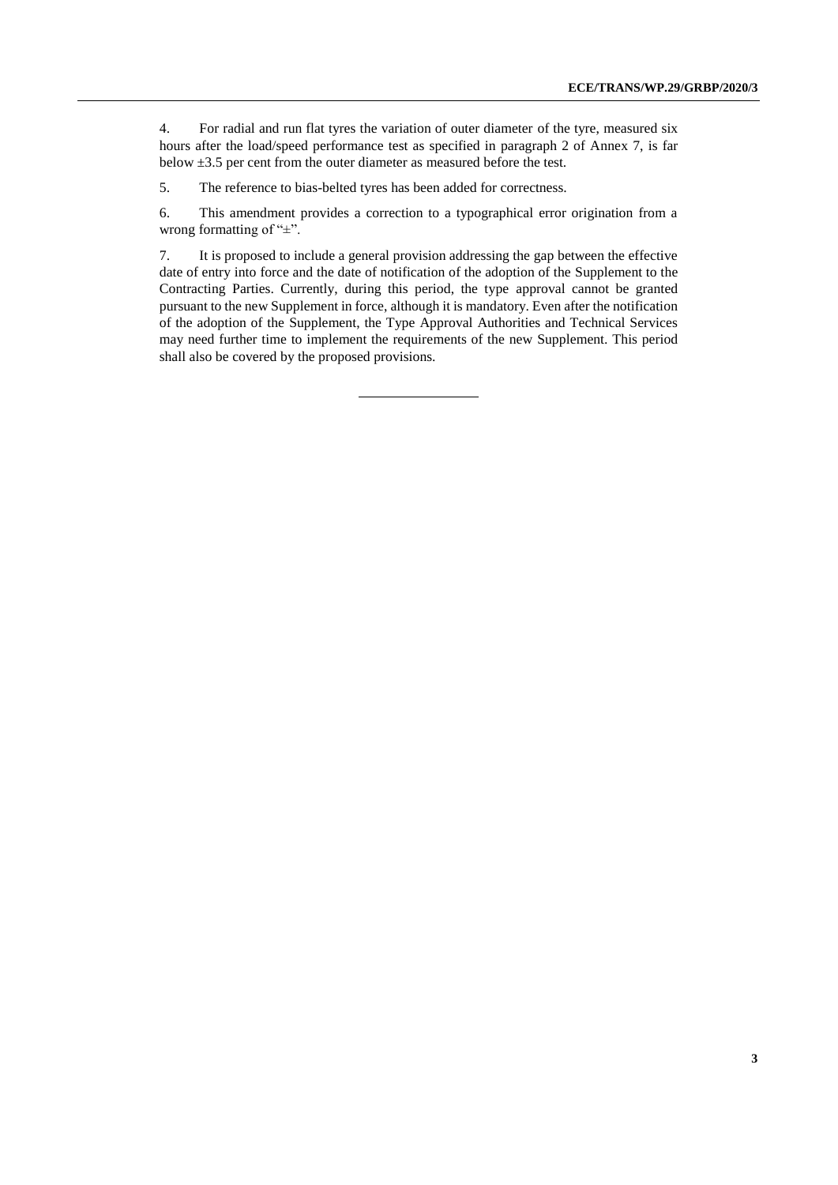4. For radial and run flat tyres the variation of outer diameter of the tyre, measured six hours after the load/speed performance test as specified in paragraph 2 of Annex 7, is far below ±3.5 per cent from the outer diameter as measured before the test.

5. The reference to bias-belted tyres has been added for correctness.

6. This amendment provides a correction to a typographical error origination from a wrong formatting of "±".

7. It is proposed to include a general provision addressing the gap between the effective date of entry into force and the date of notification of the adoption of the Supplement to the Contracting Parties. Currently, during this period, the type approval cannot be granted pursuant to the new Supplement in force, although it is mandatory. Even after the notification of the adoption of the Supplement, the Type Approval Authorities and Technical Services may need further time to implement the requirements of the new Supplement. This period shall also be covered by the proposed provisions.